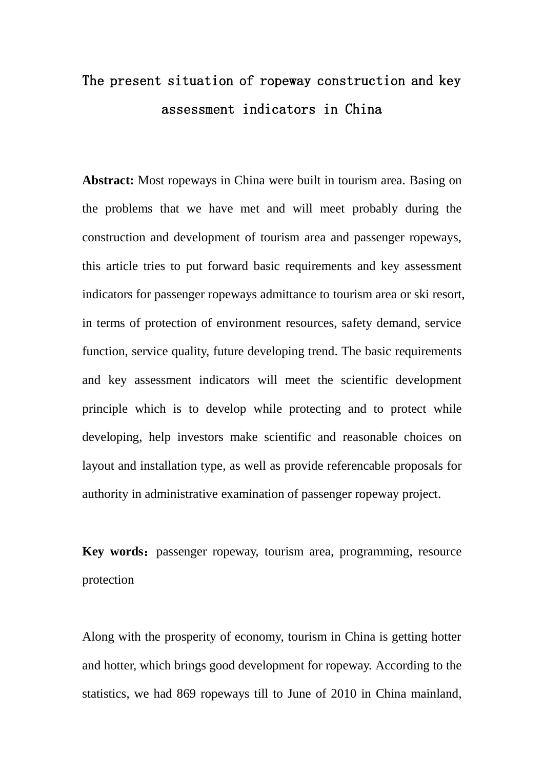# The present situation of ropeway construction and key assessment indicators in China

**Abstract:** Most ropeways in China were built in tourism area. Basing on the problems that we have met and will meet probably during the construction and development of tourism area and passenger ropeways, this article tries to put forward basic requirements and key assessment indicators for passenger ropeways admittance to tourism area or ski resort, in terms of protection of environment resources, safety demand, service function, service quality, future developing trend. The basic requirements and key assessment indicators will meet the scientific development principle which is to develop while protecting and to protect while developing, help investors make scientific and reasonable choices on layout and installation type, as well as provide referencable proposals for authority in administrative examination of passenger ropeway project.

**Key words：** passenger ropeway, tourism area, programming, resource protection

Along with the prosperity of economy, tourism in China is getting hotter and hotter, which brings good development for ropeway. According to the statistics, we had 869 ropeways till to June of 2010 in China mainland,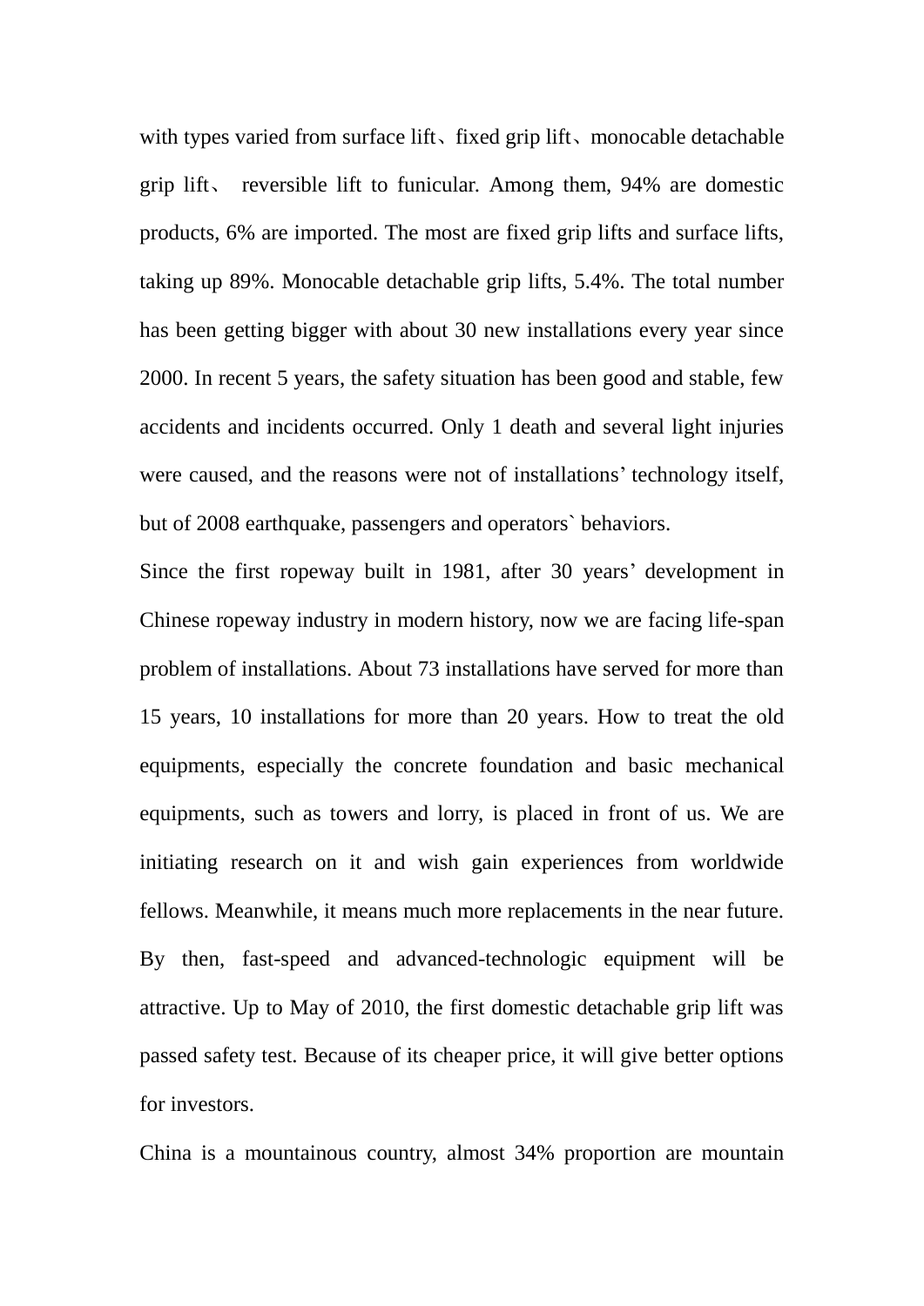with types varied from surface lift、fixed grip lift、monocable detachable grip lift、 reversible lift to funicular. Among them, 94% are domestic products, 6% are imported. The most are fixed grip lifts and surface lifts, taking up 89%. Monocable detachable grip lifts, 5.4%. The total number has been getting bigger with about 30 new installations every year since 2000. In recent 5 years, the safety situation has been good and stable, few accidents and incidents occurred. Only 1 death and several light injuries were caused, and the reasons were not of installations' technology itself, but of 2008 earthquake, passengers and operators` behaviors.

Since the first ropeway built in 1981, after 30 years' development in Chinese ropeway industry in modern history, now we are facing life-span problem of installations. About 73 installations have served for more than 15 years, 10 installations for more than 20 years. How to treat the old equipments, especially the concrete foundation and basic mechanical equipments, such as towers and lorry, is placed in front of us. We are initiating research on it and wish gain experiences from worldwide fellows. Meanwhile, it means much more replacements in the near future. By then, fast-speed and advanced-technologic equipment will be attractive. Up to May of 2010, the first domestic detachable grip lift was passed safety test. Because of its cheaper price, it will give better options for investors.

China is a mountainous country, almost 34% proportion are mountain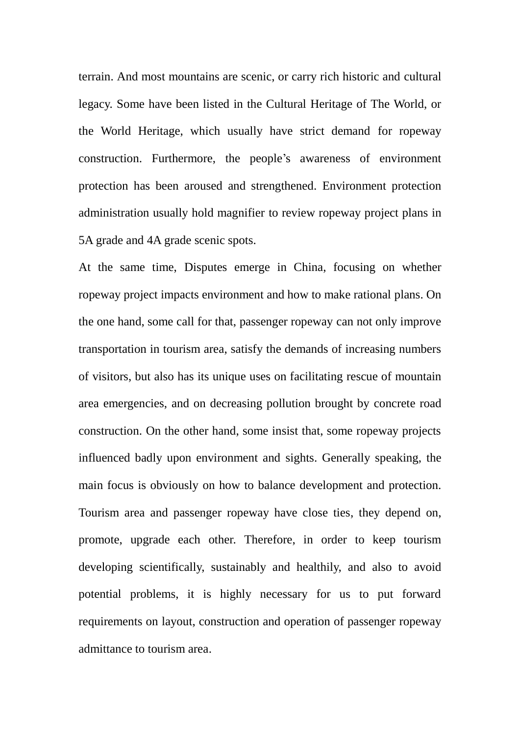terrain. And most mountains are scenic, or carry rich historic and cultural legacy. Some have been listed in the Cultural Heritage of The World, or the World Heritage, which usually have strict demand for ropeway construction. Furthermore, the people's awareness of environment protection has been aroused and strengthened. Environment protection administration usually hold magnifier to review ropeway project plans in 5A grade and 4A grade scenic spots.

At the same time, Disputes emerge in China, focusing on whether ropeway project impacts environment and how to make rational plans. On the one hand, some call for that, passenger ropeway can not only improve transportation in tourism area, satisfy the demands of increasing numbers of visitors, but also has its unique uses on facilitating rescue of mountain area emergencies, and on decreasing pollution brought by concrete road construction. On the other hand, some insist that, some ropeway projects influenced badly upon environment and sights. Generally speaking, the main focus is obviously on how to balance development and protection. Tourism area and passenger ropeway have close ties, they depend on, promote, upgrade each other. Therefore, in order to keep tourism developing scientifically, sustainably and healthily, and also to avoid potential problems, it is highly necessary for us to put forward requirements on layout, construction and operation of passenger ropeway admittance to tourism area.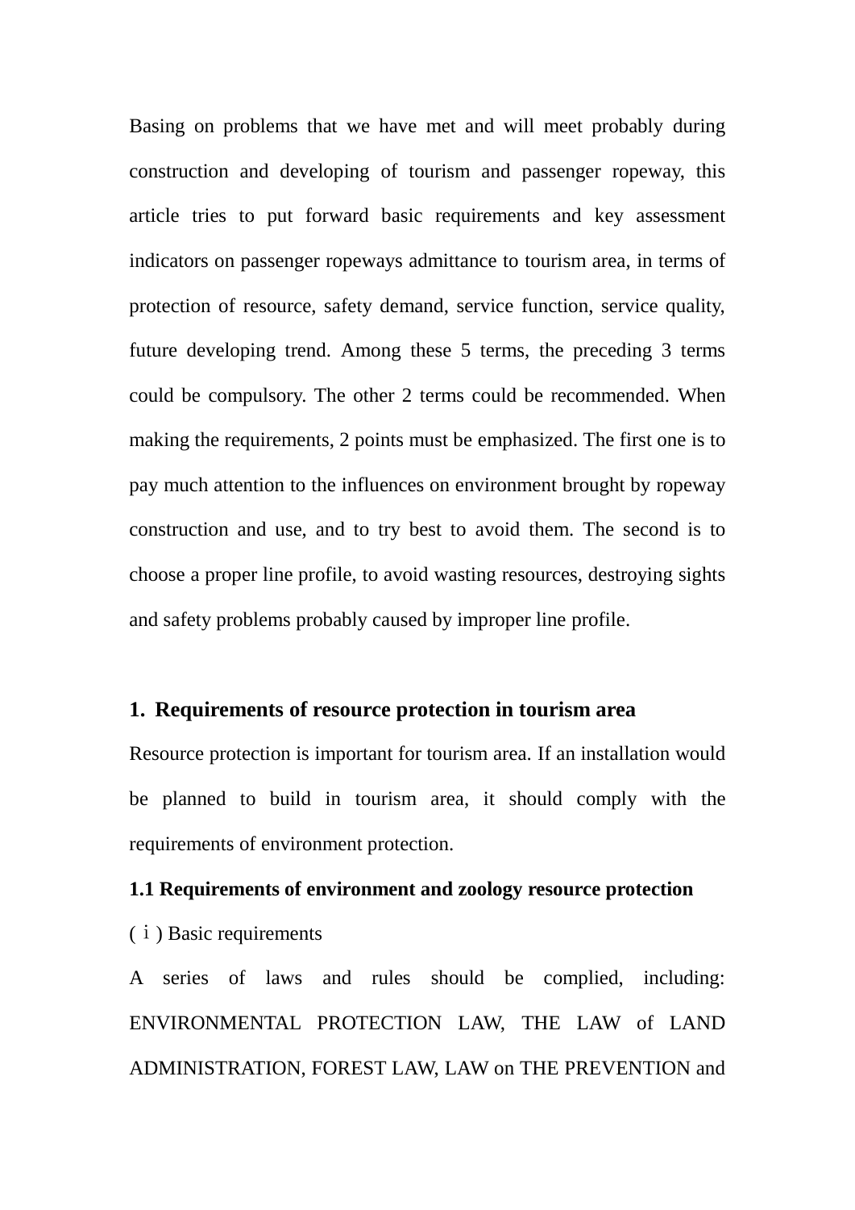Basing on problems that we have met and will meet probably during construction and developing of tourism and passenger ropeway, this article tries to put forward basic requirements and key assessment indicators on passenger ropeways admittance to tourism area, in terms of protection of resource, safety demand, service function, service quality, future developing trend. Among these 5 terms, the preceding 3 terms could be compulsory. The other 2 terms could be recommended. When making the requirements, 2 points must be emphasized. The first one is to pay much attention to the influences on environment brought by ropeway construction and use, and to try best to avoid them. The second is to choose a proper line profile, to avoid wasting resources, destroying sights and safety problems probably caused by improper line profile.

## 1. Requirements of resource protection in tourism area

Resource protection is important for tourism area. If an installation would be planned to build in tourism area, it should comply with the requirements of environment protection.

### 1.1 Requirements of environment and zoology resource protection

(ⅰ) Basic requirements

A series of laws and rules should be complied, including: ENVIRONMENTAL PROTECTION LAW, THE LAW of LAND ADMINISTRATION, FOREST LAW, LAW on THE PREVENTION and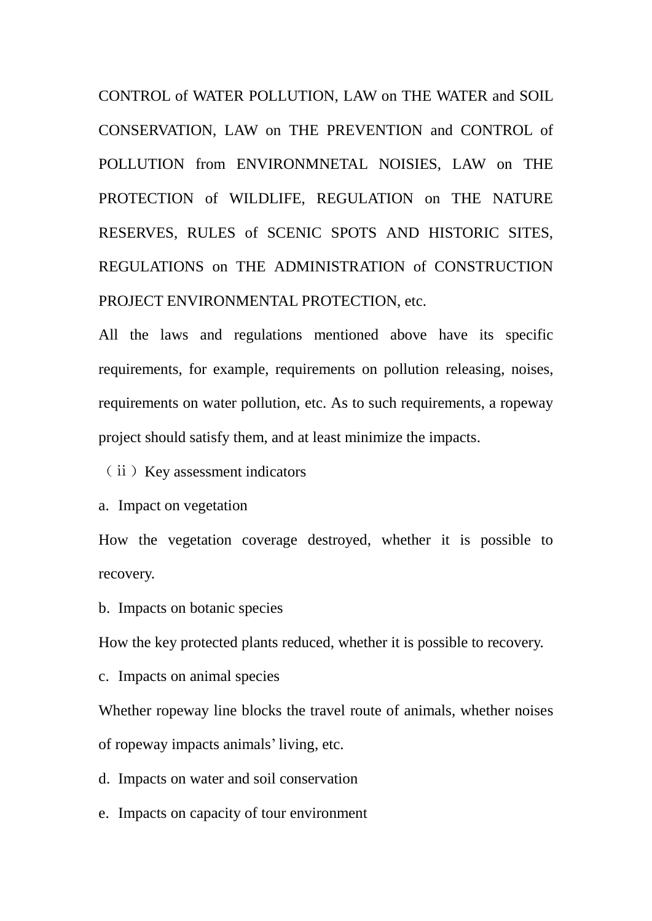CONTROL of WATER POLLUTION, LAW on THE WATER and SOIL CONSERVATION, LAW on THE PREVENTION and CONTROL of POLLUTION from ENVIRONMNETAL NOISIES, LAW on THE PROTECTION of WILDLIFE, REGULATION on THE NATURE RESERVES, RULES of SCENIC SPOTS AND HISTORIC SITES, REGULATIONS on THE ADMINISTRATION of CONSTRUCTION PROJECT ENVIRONMENTAL PROTECTION, etc.

All the laws and regulations mentioned above have its specific requirements, for example, requirements on pollution releasing, noises, requirements on water pollution, etc. As to such requirements, a ropeway project should satisfy them, and at least minimize the impacts.

（ii）Key assessment indicators

a. Impact on vegetation

How the vegetation coverage destroyed, whether it is possible to recovery.

b. Impacts on botanic species

How the key protected plants reduced, whether it is possible to recovery.

c. Impacts on animal species

Whether ropeway line blocks the travel route of animals, whether noises of ropeway impacts animals' living, etc.

d. Impacts on water and soil conservation

e. Impacts on capacity of tour environment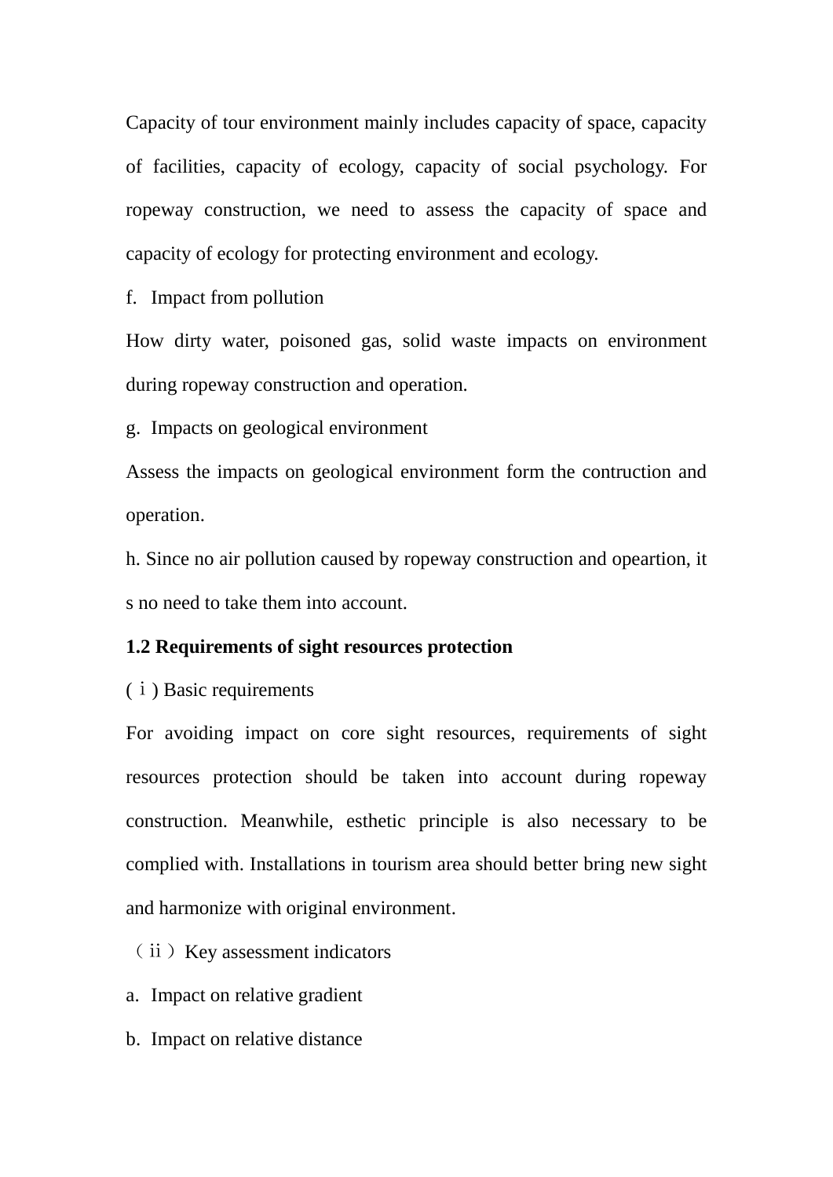Capacity of tour environment mainly includes capacity of space, capacity of facilities, capacity of ecology, capacity of social psychology. For ropeway construction, we need to assess the capacity of space and capacity of ecology for protecting environment and ecology.

f. Impact from pollution

How dirty water, poisoned gas, solid waste impacts on environment during ropeway construction and operation.

g. Impacts on geological environment

Assess the impacts on geological environment form the contruction and operation.

h. Since no air pollution caused by ropeway construction and opeartion, it s no need to take them into account.

**1.2 Requirements of sight resources protection**

(ⅰ) Basic requirements

For avoiding impact on core sight resources, requirements of sight resources protection should be taken into account during ropeway construction. Meanwhile, esthetic principle is also necessary to be complied with. Installations in tourism area should better bring new sight and harmonize with original environment.

（ⅱ）Key assessment indicators

a. Impact on relative gradient

b. Impact on relative distance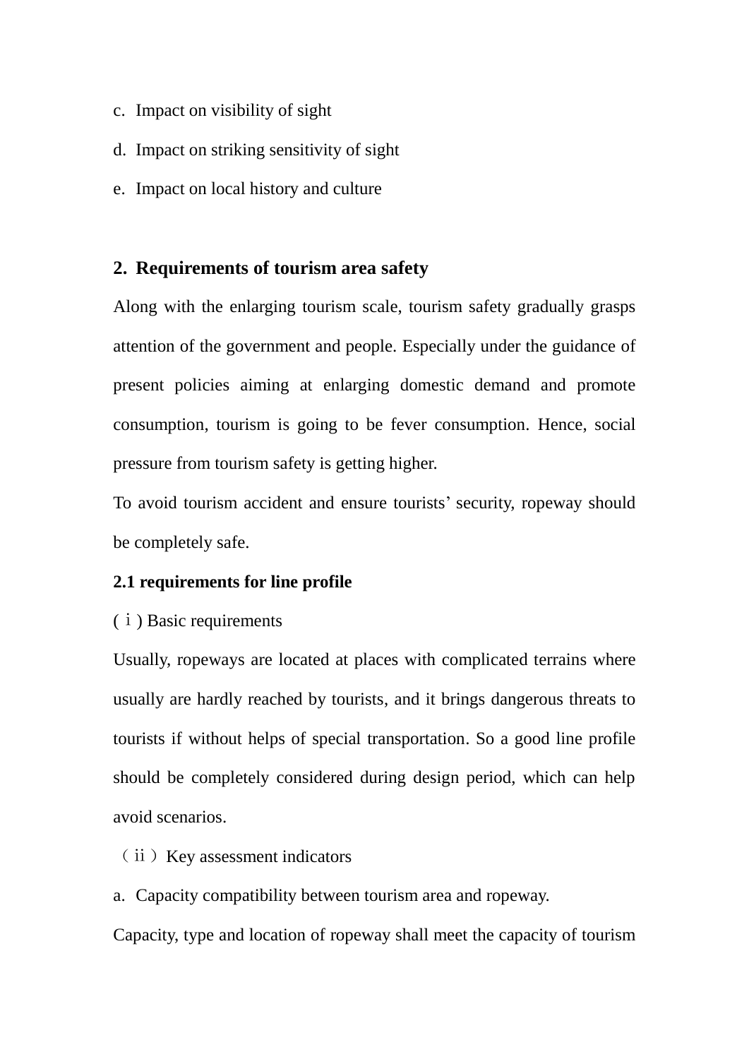c. Impact on visibility of sight

d. Impact on striking sensitivity of sight

e. Impact on local history and culture

## 2. Requirements of tourism area safety

Along with the enlarging tourism scale, tourism safety gradually grasps attention of the government and people. Especially under the guidance of present policies aiming at enlarging domestic demand and promote consumption, tourism is going to be fever consumption. Hence, social pressure from tourism safety is getting higher.

To avoid tourism accident and ensure tourists' security, ropeway should be completely safe.

### 2.1 requirements for line profile

(ⅰ) Basic requirements

Usually, ropeways are located at places with complicated terrains where usually are hardly reached by tourists, and it brings dangerous threats to tourists if without helps of special transportation. So a good line profile should be completely considered during design period, which can help avoid scenarios.

（ⅱ）Key assessment indicators

a. Capacity compatibility between tourism area and ropeway.

Capacity, type and location of ropeway shall meet the capacity of tourism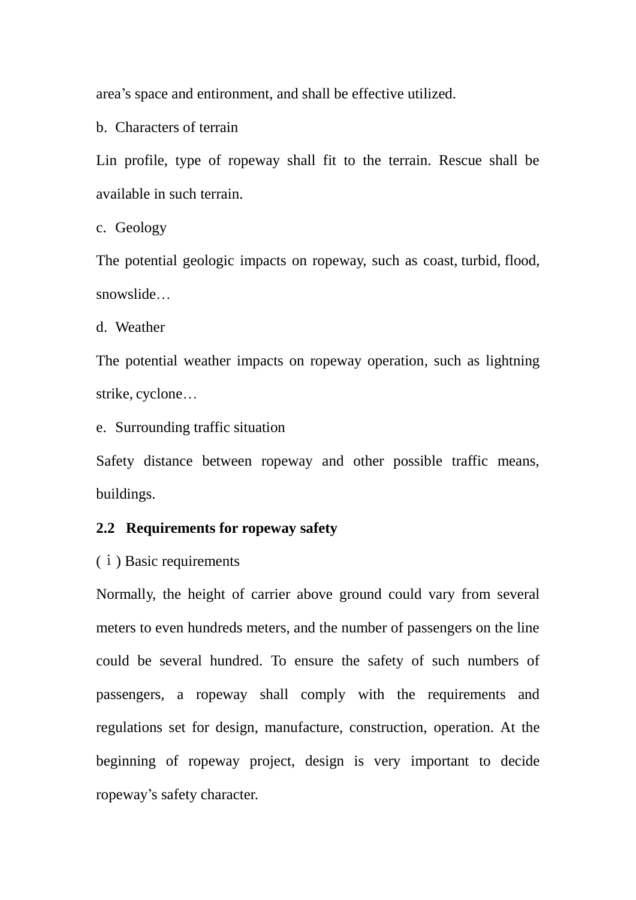area’s space and entironment, and shall be effective utilized.

b. Characters of terrain

Lin profile, type of ropeway shall fit to the terrain. Rescue shall be available in such terrain.

c. Geology

The potential geologic impacts on ropeway, such as coast, turbid, flood, snowslide…

d. Weather

The potential weather impacts on ropeway operation, such as lightning strike, cyclone…

e. Surrounding traffic situation

Safety distance between ropeway and other possible traffic means, buildings.

**2.2 Requirements for ropeway safety**

(ⅰ) Basic requirements

Normally, the height of carrier above ground could vary from several meters to even hundreds meters, and the number of passengers on the line could be several hundred. To ensure the safety of such numbers of passengers, a ropeway shall comply with the requirements and regulations set for design, manufacture, construction, operation. At the beginning of ropeway project, design is very important to decide ropeway’s safety character.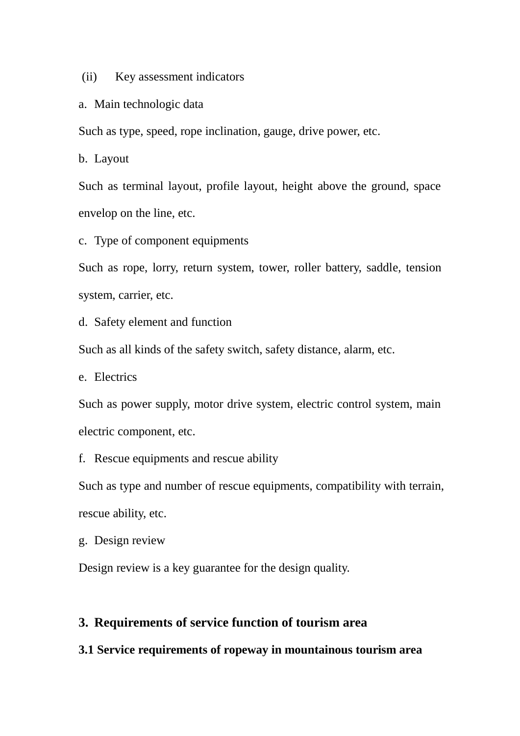(ii) Key assessment indicators

a. Main technologic data

Such as type, speed, rope inclination, gauge, drive power, etc.

b. Layout

Such as terminal layout, profile layout, height above the ground, space envelop on the line, etc.

c. Type of component equipments

Such as rope, lorry, return system, tower, roller battery, saddle, tension system, carrier, etc.

d. Safety element and function

Such as all kinds of the safety switch, safety distance, alarm, etc.

e. Electrics

Such as power supply, motor drive system, electric control system, main electric component, etc.

f. Rescue equipments and rescue ability

Such as type and number of rescue equipments, compatibility with terrain, rescue ability, etc.

g. Design review

Design review is a key guarantee for the design quality.

## 3. Requirements of service function of tourism area

### 3.1 Service requirements of ropeway in mountainous tourism area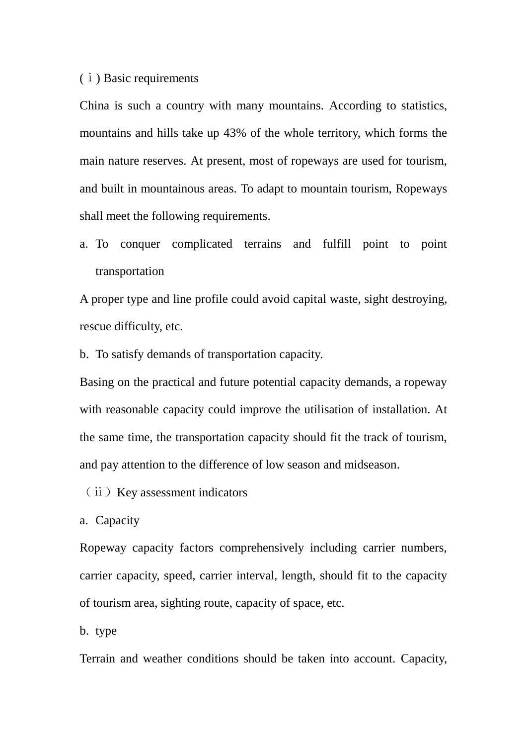(ⅰ) Basic requirements

China is such a country with many mountains. According to statistics, mountains and hills take up 43% of the whole territory, which forms the main nature reserves. At present, most of ropeways are used for tourism, and built in mountainous areas. To adapt to mountain tourism, Ropeways shall meet the following requirements.

a. To conquer complicated terrains and fulfill point to point transportation

A proper type and line profile could avoid capital waste, sight destroying, rescue difficulty, etc.

b. To satisfy demands of transportation capacity.

Basing on the practical and future potential capacity demands, a ropeway with reasonable capacity could improve the utilisation of installation. At the same time, the transportation capacity should fit the track of tourism, and pay attention to the difference of low season and midseason.

（ⅱ）Key assessment indicators

a. Capacity

Ropeway capacity factors comprehensively including carrier numbers, carrier capacity, speed, carrier interval, length, should fit to the capacity of tourism area, sighting route, capacity of space, etc.

b. type

Terrain and weather conditions should be taken into account. Capacity,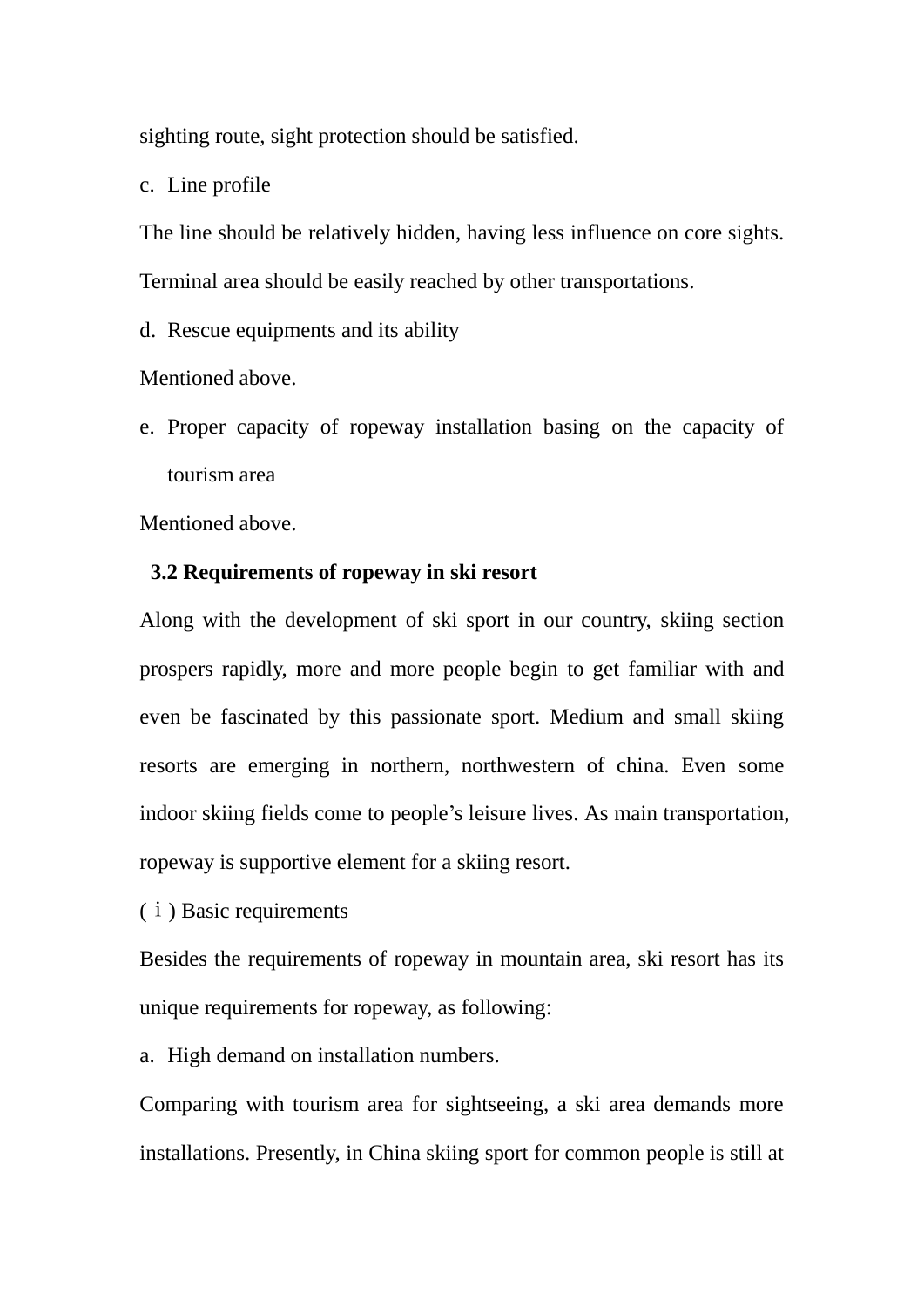sighting route, sight protection should be satisfied.

c. Line profile

The line should be relatively hidden, having less influence on core sights. Terminal area should be easily reached by other transportations.

d. Rescue equipments and its ability

Mentioned above.

e. Proper capacity of ropeway installation basing on the capacity of tourism area

Mentioned above.

### 3.2 Requirements of ropeway in ski resort

Along with the development of ski sport in our country, skiing section prospers rapidly, more and more people begin to get familiar with and even be fascinated by this passionate sport. Medium and small skiing resorts are emerging in northern, northwestern of china. Even some indoor skiing fields come to people's leisure lives. As main transportation, ropeway is supportive element for a skiing resort.

(ⅰ) Basic requirements

Besides the requirements of ropeway in mountain area, ski resort has its unique requirements for ropeway, as following:

a. High demand on installation numbers.

Comparing with tourism area for sightseeing, a ski area demands more installations. Presently, in China skiing sport for common people is still at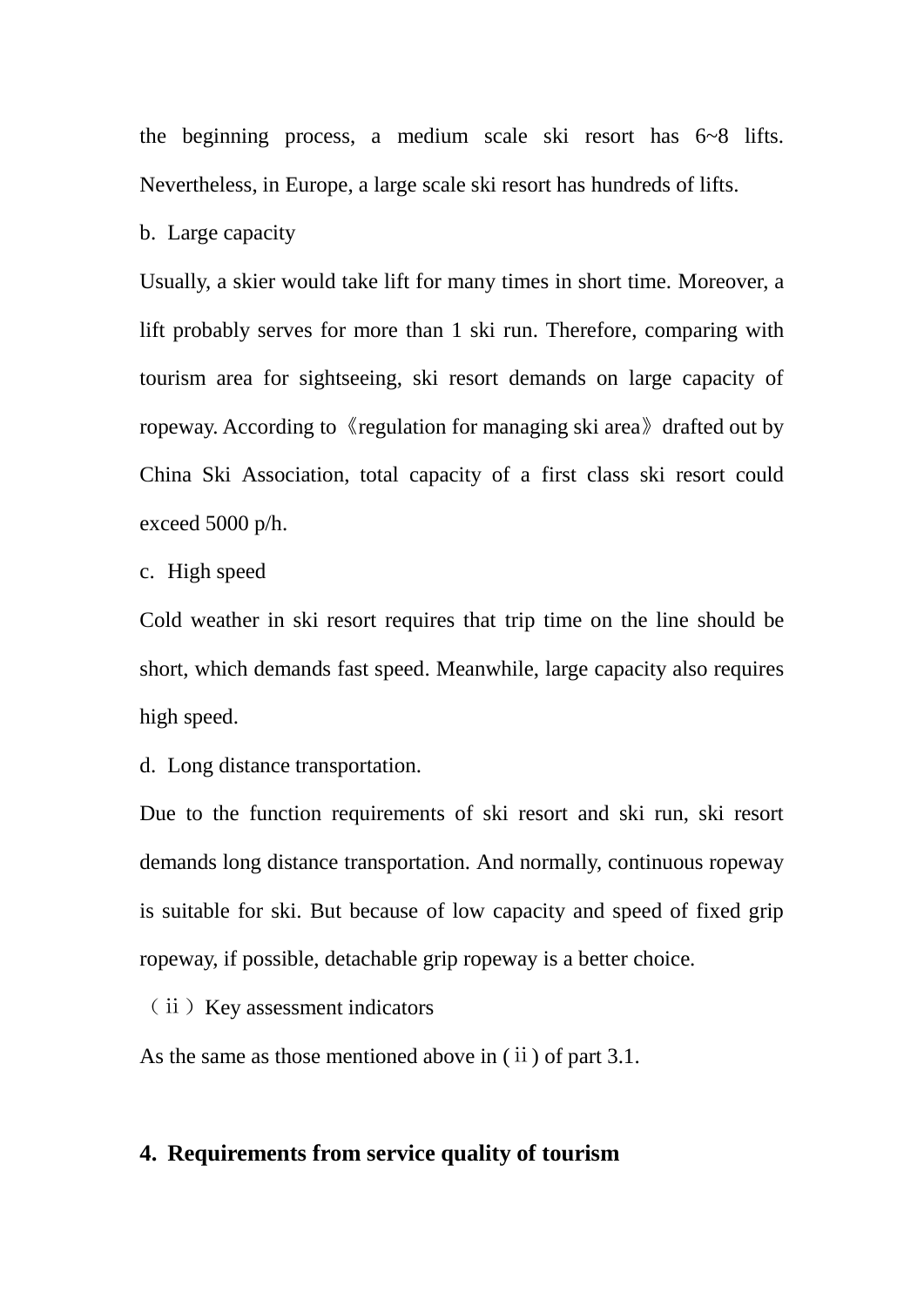the beginning process, a medium scale ski resort has 6~8 lifts. Nevertheless, in Europe, a large scale ski resort has hundreds of lifts.

b. Large capacity

Usually, a skier would take lift for many times in short time. Moreover, a lift probably serves for more than 1 ski run. Therefore, comparing with tourism area for sightseeing, ski resort demands on large capacity of ropeway. According to《regulation for managing ski area》drafted out by China Ski Association, total capacity of a first class ski resort could exceed 5000 p/h.

c. High speed

Cold weather in ski resort requires that trip time on the line should be short, which demands fast speed. Meanwhile, large capacity also requires high speed.

d. Long distance transportation.

Due to the function requirements of ski resort and ski run, ski resort demands long distance transportation. And normally, continuous ropeway is suitable for ski. But because of low capacity and speed of fixed grip ropeway, if possible, detachable grip ropeway is a better choice.

（ⅱ）Key assessment indicators

As the same as those mentioned above in (ⅱ) of part 3.1.

## 4. Requirements from service quality of tourism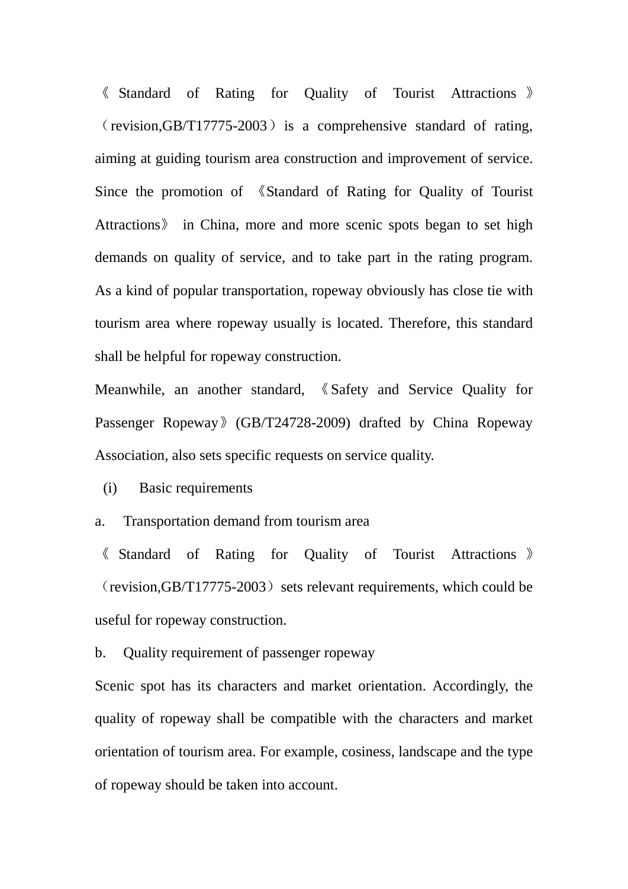《Standard of Rating for Quality of Tourist Attractions》（revision,GB/T17775-2003）is a comprehensive standard of rating, aiming at guiding tourism area construction and improvement of service. Since the promotion of 《Standard of Rating for Quality of Tourist Attractions》 in China, more and more scenic spots began to set high demands on quality of service, and to take part in the rating program. As a kind of popular transportation, ropeway obviously has close tie with tourism area where ropeway usually is located. Therefore, this standard shall be helpful for ropeway construction.

Meanwhile, an another standard, 《Safety and Service Quality for Passenger Ropeway》(GB/T24728-2009) drafted by China Ropeway Association, also sets specific requests on service quality.

(i) Basic requirements

a. Transportation demand from tourism area

《Standard of Rating for Quality of Tourist Attractions》（revision,GB/T17775-2003）sets relevant requirements, which could be useful for ropeway construction.

b. Quality requirement of passenger ropeway

Scenic spot has its characters and market orientation. Accordingly, the quality of ropeway shall be compatible with the characters and market orientation of tourism area. For example, cosiness, landscape and the type of ropeway should be taken into account.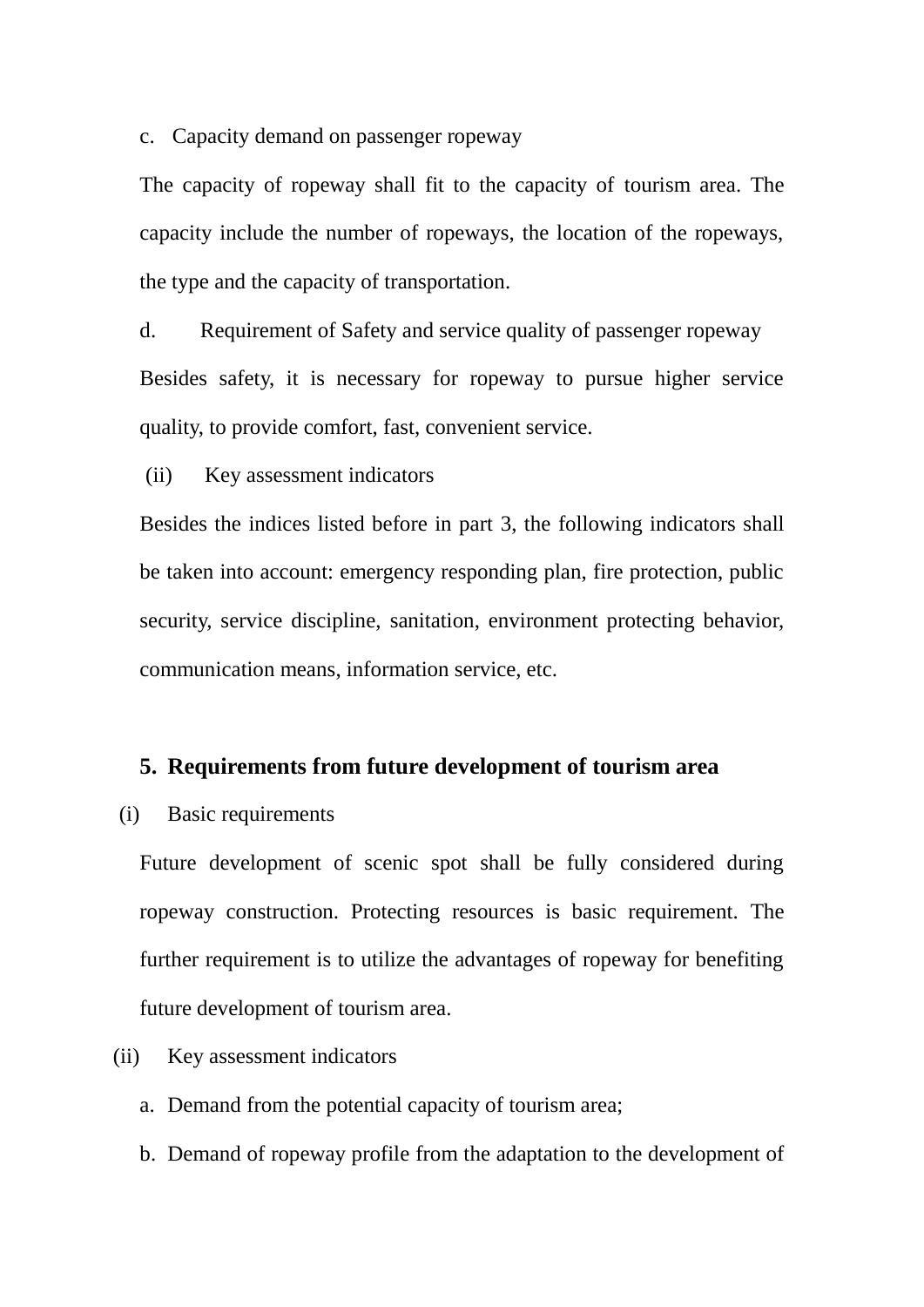c. Capacity demand on passenger ropeway

The capacity of ropeway shall fit to the capacity of tourism area. The capacity include the number of ropeways, the location of the ropeways, the type and the capacity of transportation.

d. Requirement of Safety and service quality of passenger ropeway

Besides safety, it is necessary for ropeway to pursue higher service quality, to provide comfort, fast, convenient service.

(ii) Key assessment indicators

Besides the indices listed before in part 3, the following indicators shall be taken into account: emergency responding plan, fire protection, public security, service discipline, sanitation, environment protecting behavior, communication means, information service, etc.

## 5. Requirements from future development of tourism area

(i) Basic requirements

Future development of scenic spot shall be fully considered during ropeway construction. Protecting resources is basic requirement. The further requirement is to utilize the advantages of ropeway for benefiting future development of tourism area.

(ii) Key assessment indicators

a. Demand from the potential capacity of tourism area;

b. Demand of ropeway profile from the adaptation to the development of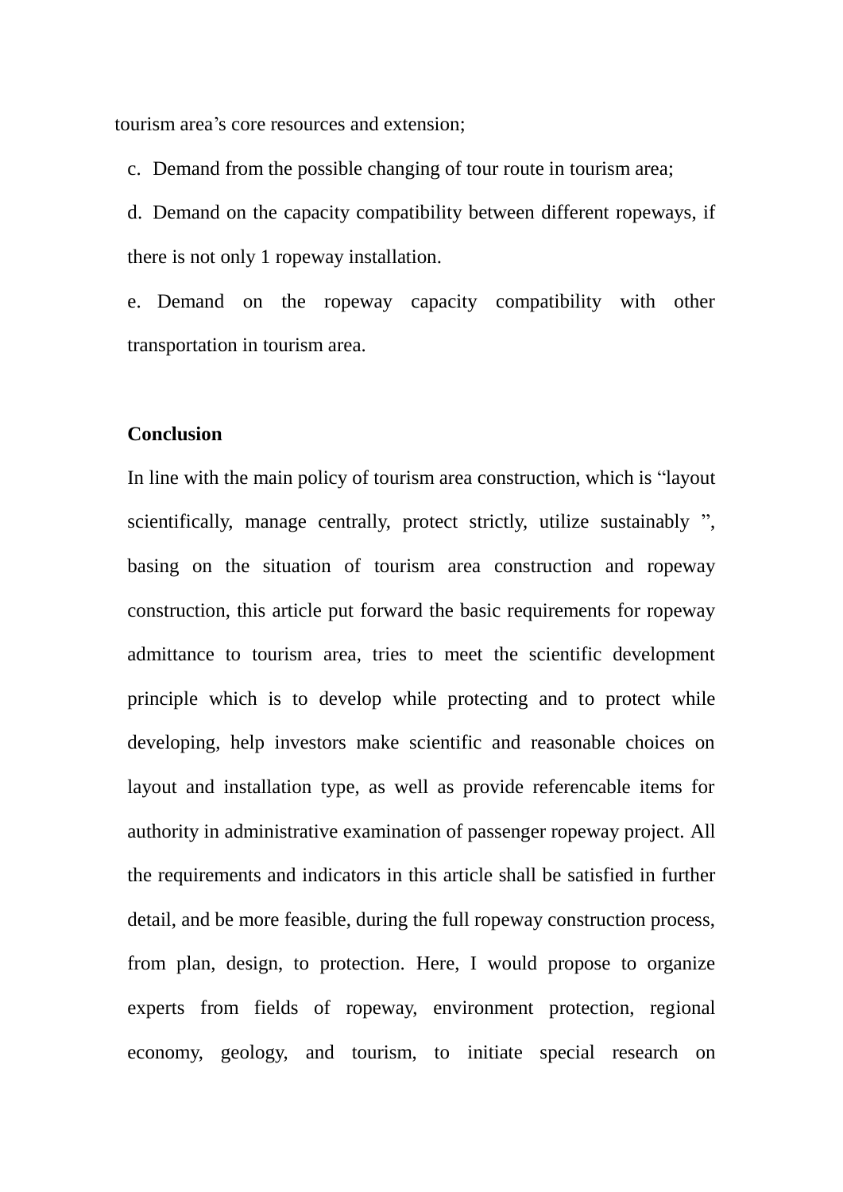tourism area's core resources and extension;

c. Demand from the possible changing of tour route in tourism area;

d. Demand on the capacity compatibility between different ropeways, if there is not only 1 ropeway installation.

e. Demand on the ropeway capacity compatibility with other transportation in tourism area.

**Conclusion**

In line with the main policy of tourism area construction, which is "layout scientifically, manage centrally, protect strictly, utilize sustainably ", basing on the situation of tourism area construction and ropeway construction, this article put forward the basic requirements for ropeway admittance to tourism area, tries to meet the scientific development principle which is to develop while protecting and to protect while developing, help investors make scientific and reasonable choices on layout and installation type, as well as provide referencable items for authority in administrative examination of passenger ropeway project. All the requirements and indicators in this article shall be satisfied in further detail, and be more feasible, during the full ropeway construction process, from plan, design, to protection. Here, I would propose to organize experts from fields of ropeway, environment protection, regional economy, geology, and tourism, to initiate special research on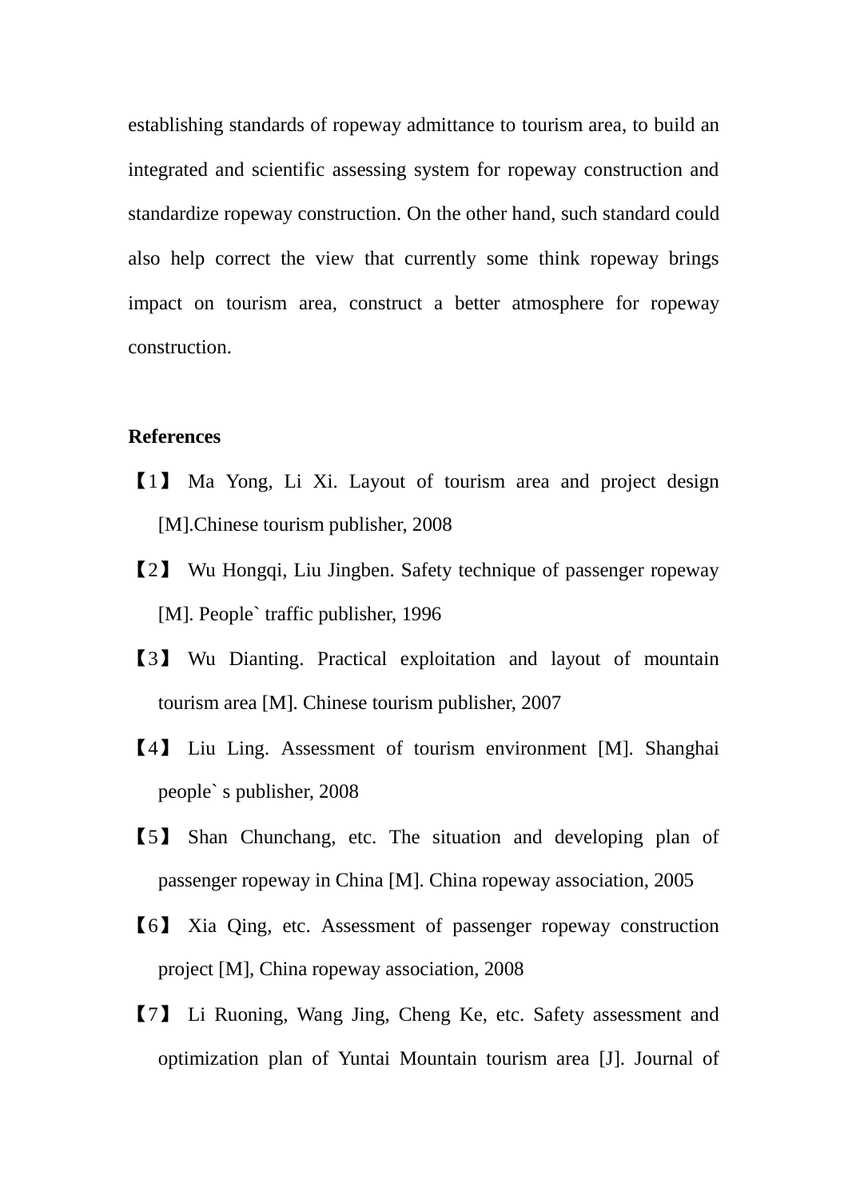establishing standards of ropeway admittance to tourism area, to build an integrated and scientific assessing system for ropeway construction and standardize ropeway construction. On the other hand, such standard could also help correct the view that currently some think ropeway brings impact on tourism area, construct a better atmosphere for ropeway construction.

**References**

【1】 Ma Yong, Li Xi. Layout of tourism area and project design [M].Chinese tourism publisher, 2008

【2】 Wu Hongqi, Liu Jingben. Safety technique of passenger ropeway [M]. People` traffic publisher, 1996

【3】 Wu Dianting. Practical exploitation and layout of mountain tourism area [M]. Chinese tourism publisher, 2007

【4】 Liu Ling. Assessment of tourism environment [M]. Shanghai people` s publisher, 2008

【5】 Shan Chunchang, etc. The situation and developing plan of passenger ropeway in China [M]. China ropeway association, 2005

【6】 Xia Qing, etc. Assessment of passenger ropeway construction project [M], China ropeway association, 2008

【7】 Li Ruoning, Wang Jing, Cheng Ke, etc. Safety assessment and optimization plan of Yuntai Mountain tourism area [J]. Journal of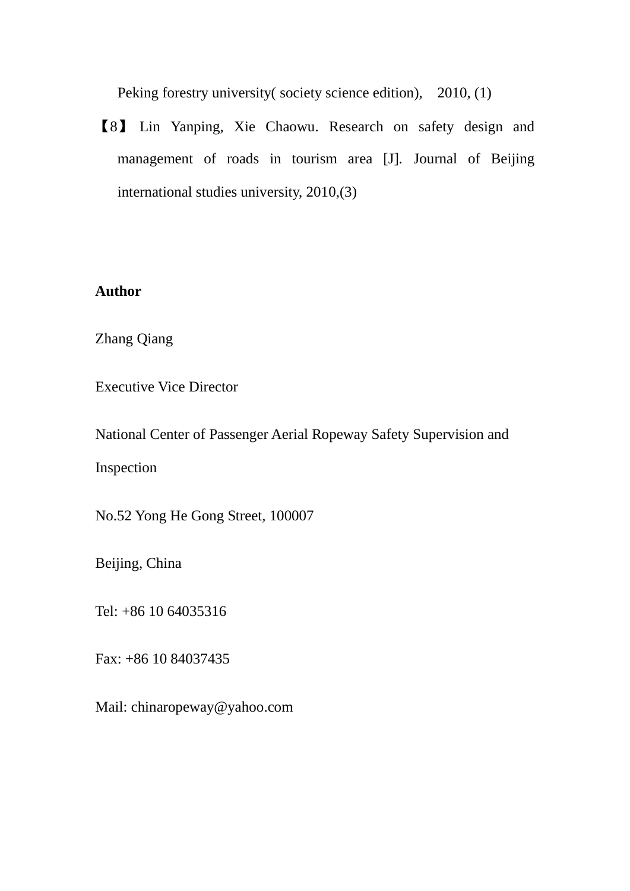Peking forestry university( society science edition), 2010, (1)

【8】 Lin Yanping, Xie Chaowu. Research on safety design and management of roads in tourism area [J]. Journal of Beijing international studies university, 2010,(3)

**Author**

Zhang Qiang

Executive Vice Director

National Center of Passenger Aerial Ropeway Safety Supervision and Inspection

No.52 Yong He Gong Street, 100007

Beijing, China

Tel: +86 10 64035316

Fax: +86 10 84037435

Mail: chinaropeway@yahoo.com